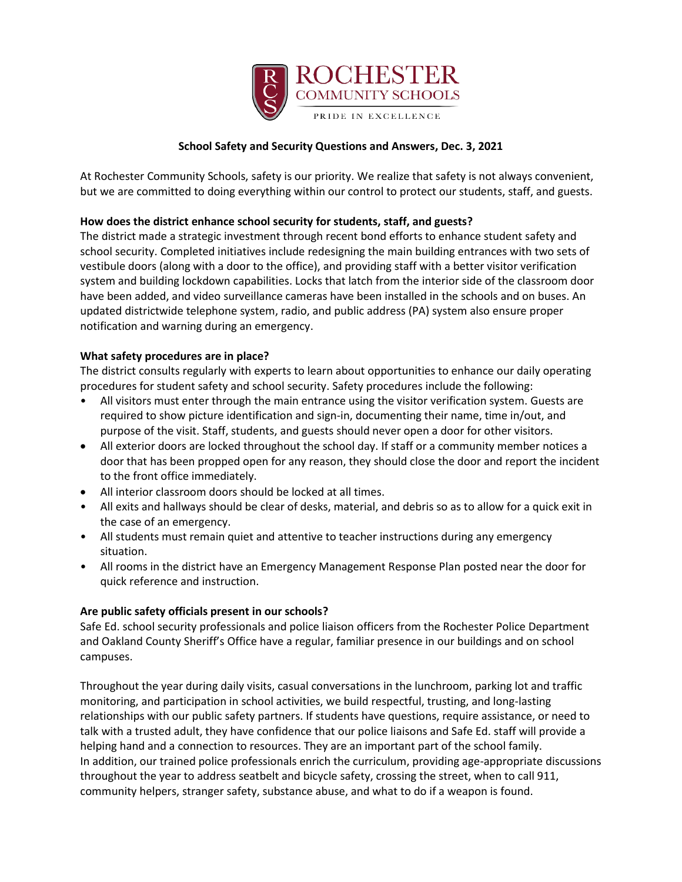ROCHESTER COMMUNITY SCHOOLS

PRIDE IN EXCELLENCE

# School Safety and Security Questions and Answers, Dec. 3, 2021

At Rochester Community Schools, safety is our priority. We realize that safety is not always convenient, but we are committed to doing everything within our control to protect our students, staff, and guests.

**How does the district enhance school security for students, staff, and guests?**

The district made a strategic investment through recent bond efforts to enhance student safety and school security. Completed initiatives include redesigning the main building entrances with two sets of vestibule doors (along with a door to the office), and providing staff with a better visitor verification system and building lockdown capabilities. Locks that latch from the interior side of the classroom door have been added, and video surveillance cameras have been installed in the schools and on buses. An updated districtwide telephone system, radio, and public address (PA) system also ensure proper notification and warning during an emergency.

**What safety procedures are in place?**

The district consults regularly with experts to learn about opportunities to enhance our daily operating procedures for student safety and school security. Safety procedures include the following:

- All visitors must enter through the main entrance using the visitor verification system. Guests are required to show picture identification and sign-in, documenting their name, time in/out, and purpose of the visit. Staff, students, and guests should never open a door for other visitors.
- All exterior doors are locked throughout the school day. If staff or a community member notices a door that has been propped open for any reason, they should close the door and report the incident to the front office immediately.
- All interior classroom doors should be locked at all times.
- All exits and hallways should be clear of desks, material, and debris so as to allow for a quick exit in the case of an emergency.
- All students must remain quiet and attentive to teacher instructions during any emergency situation.
- All rooms in the district have an Emergency Management Response Plan posted near the door for quick reference and instruction.

**Are public safety officials present in our schools?**

Safe Ed. school security professionals and police liaison officers from the Rochester Police Department and Oakland County Sheriff's Office have a regular, familiar presence in our buildings and on school campuses.

Throughout the year during daily visits, casual conversations in the lunchroom, parking lot and traffic monitoring, and participation in school activities, we build respectful, trusting, and long-lasting relationships with our public safety partners. If students have questions, require assistance, or need to talk with a trusted adult, they have confidence that our police liaisons and Safe Ed. staff will provide a helping hand and a connection to resources. They are an important part of the school family.
In addition, our trained police professionals enrich the curriculum, providing age-appropriate discussions throughout the year to address seatbelt and bicycle safety, crossing the street, when to call 911, community helpers, stranger safety, substance abuse, and what to do if a weapon is found.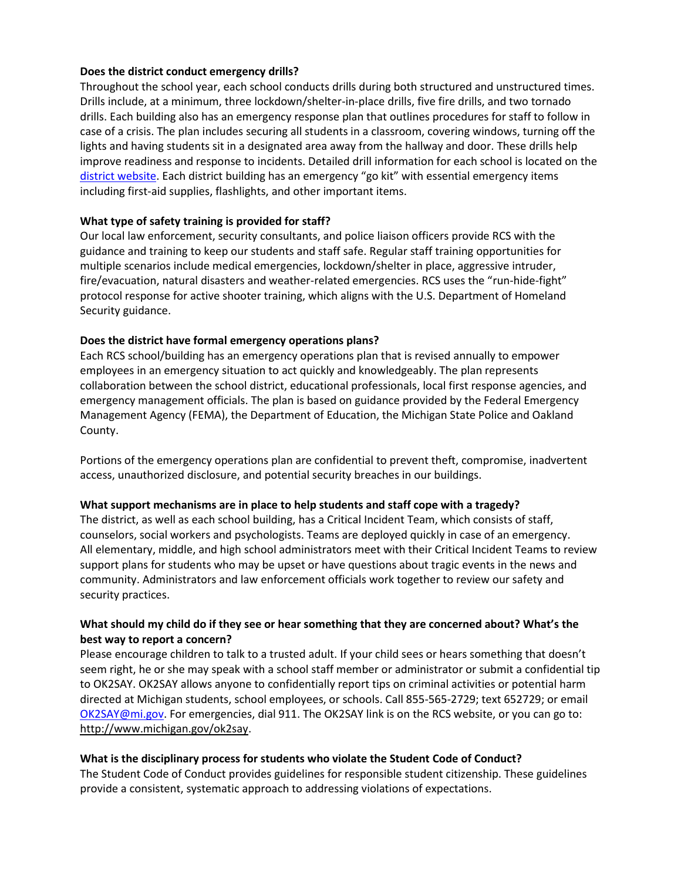**Does the district conduct emergency drills?**

Throughout the school year, each school conducts drills during both structured and unstructured times. Drills include, at a minimum, three lockdown/shelter-in-place drills, five fire drills, and two tornado drills. Each building also has an emergency response plan that outlines procedures for staff to follow in case of a crisis. The plan includes securing all students in a classroom, covering windows, turning off the lights and having students sit in a designated area away from the hallway and door. These drills help improve readiness and response to incidents. Detailed drill information for each school is located on the [district website](). Each district building has an emergency "go kit" with essential emergency items including first-aid supplies, flashlights, and other important items.

**What type of safety training is provided for staff?**

Our local law enforcement, security consultants, and police liaison officers provide RCS with the guidance and training to keep our students and staff safe. Regular staff training opportunities for multiple scenarios include medical emergencies, lockdown/shelter in place, aggressive intruder, fire/evacuation, natural disasters and weather-related emergencies. RCS uses the "run-hide-fight" protocol response for active shooter training, which aligns with the U.S. Department of Homeland Security guidance.

**Does the district have formal emergency operations plans?**

Each RCS school/building has an emergency operations plan that is revised annually to empower employees in an emergency situation to act quickly and knowledgeably. The plan represents collaboration between the school district, educational professionals, local first response agencies, and emergency management officials. The plan is based on guidance provided by the Federal Emergency Management Agency (FEMA), the Department of Education, the Michigan State Police and Oakland County.

Portions of the emergency operations plan are confidential to prevent theft, compromise, inadvertent access, unauthorized disclosure, and potential security breaches in our buildings.

**What support mechanisms are in place to help students and staff cope with a tragedy?**

The district, as well as each school building, has a Critical Incident Team, which consists of staff, counselors, social workers and psychologists. Teams are deployed quickly in case of an emergency. All elementary, middle, and high school administrators meet with their Critical Incident Teams to review support plans for students who may be upset or have questions about tragic events in the news and community. Administrators and law enforcement officials work together to review our safety and security practices.

**What should my child do if they see or hear something that they are concerned about? What's the best way to report a concern?**

Please encourage children to talk to a trusted adult. If your child sees or hears something that doesn't seem right, he or she may speak with a school staff member or administrator or submit a confidential tip to OK2SAY. OK2SAY allows anyone to confidentially report tips on criminal activities or potential harm directed at Michigan students, school employees, or schools. Call 855-565-2729; text 652729; or email [OK2SAY@mi.gov](mailto:OK2SAY@mi.gov). For emergencies, dial 911. The OK2SAY link is on the RCS website, or you can go to: http://www.michigan.gov/ok2say.

**What is the disciplinary process for students who violate the Student Code of Conduct?**

The Student Code of Conduct provides guidelines for responsible student citizenship. These guidelines provide a consistent, systematic approach to addressing violations of expectations.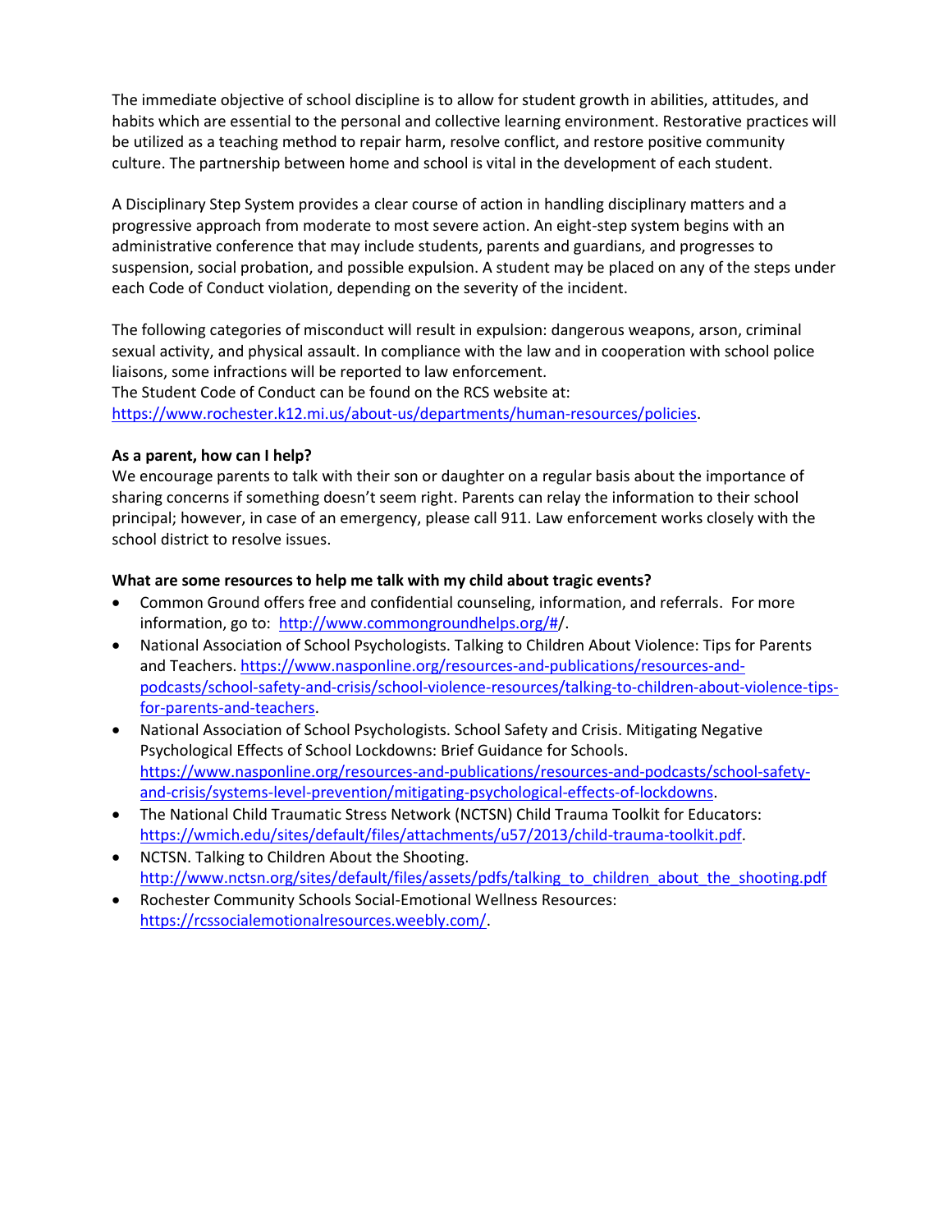The immediate objective of school discipline is to allow for student growth in abilities, attitudes, and habits which are essential to the personal and collective learning environment. Restorative practices will be utilized as a teaching method to repair harm, resolve conflict, and restore positive community culture. The partnership between home and school is vital in the development of each student.

A Disciplinary Step System provides a clear course of action in handling disciplinary matters and a progressive approach from moderate to most severe action. An eight-step system begins with an administrative conference that may include students, parents and guardians, and progresses to suspension, social probation, and possible expulsion. A student may be placed on any of the steps under each Code of Conduct violation, depending on the severity of the incident.

The following categories of misconduct will result in expulsion: dangerous weapons, arson, criminal sexual activity, and physical assault. In compliance with the law and in cooperation with school police liaisons, some infractions will be reported to law enforcement.
The Student Code of Conduct can be found on the RCS website at: [https://www.rochester.k12.mi.us/about-us/departments/human-resources/policies](https://www.rochester.k12.mi.us/about-us/departments/human-resources/policies).

**As a parent, how can I help?**
We encourage parents to talk with their son or daughter on a regular basis about the importance of sharing concerns if something doesn't seem right. Parents can relay the information to their school principal; however, in case of an emergency, please call 911. Law enforcement works closely with the school district to resolve issues.

**What are some resources to help me talk with my child about tragic events?**

- Common Ground offers free and confidential counseling, information, and referrals. For more information, go to: [http://www.commongroundhelps.org/#](http://www.commongroundhelps.org/#)/.
- National Association of School Psychologists. Talking to Children About Violence: Tips for Parents and Teachers. [https://www.nasponline.org/resources-and-publications/resources-and-podcasts/school-safety-and-crisis/school-violence-resources/talking-to-children-about-violence-tips-for-parents-and-teachers](https://www.nasponline.org/resources-and-publications/resources-and-podcasts/school-safety-and-crisis/school-violence-resources/talking-to-children-about-violence-tips-for-parents-and-teachers).
- National Association of School Psychologists. School Safety and Crisis. Mitigating Negative Psychological Effects of School Lockdowns: Brief Guidance for Schools. [https://www.nasponline.org/resources-and-publications/resources-and-podcasts/school-safety-and-crisis/systems-level-prevention/mitigating-psychological-effects-of-lockdowns](https://www.nasponline.org/resources-and-publications/resources-and-podcasts/school-safety-and-crisis/systems-level-prevention/mitigating-psychological-effects-of-lockdowns).
- The National Child Traumatic Stress Network (NCTSN) Child Trauma Toolkit for Educators: [https://wmich.edu/sites/default/files/attachments/u57/2013/child-trauma-toolkit.pdf](https://wmich.edu/sites/default/files/attachments/u57/2013/child-trauma-toolkit.pdf).
- NCTSN. Talking to Children About the Shooting. [http://www.nctsn.org/sites/default/files/assets/pdfs/talking_to_children_about_the_shooting.pdf](http://www.nctsn.org/sites/default/files/assets/pdfs/talking_to_children_about_the_shooting.pdf)
- Rochester Community Schools Social-Emotional Wellness Resources: [https://rcssocialemotionalresources.weebly.com/](https://rcssocialemotionalresources.weebly.com/).